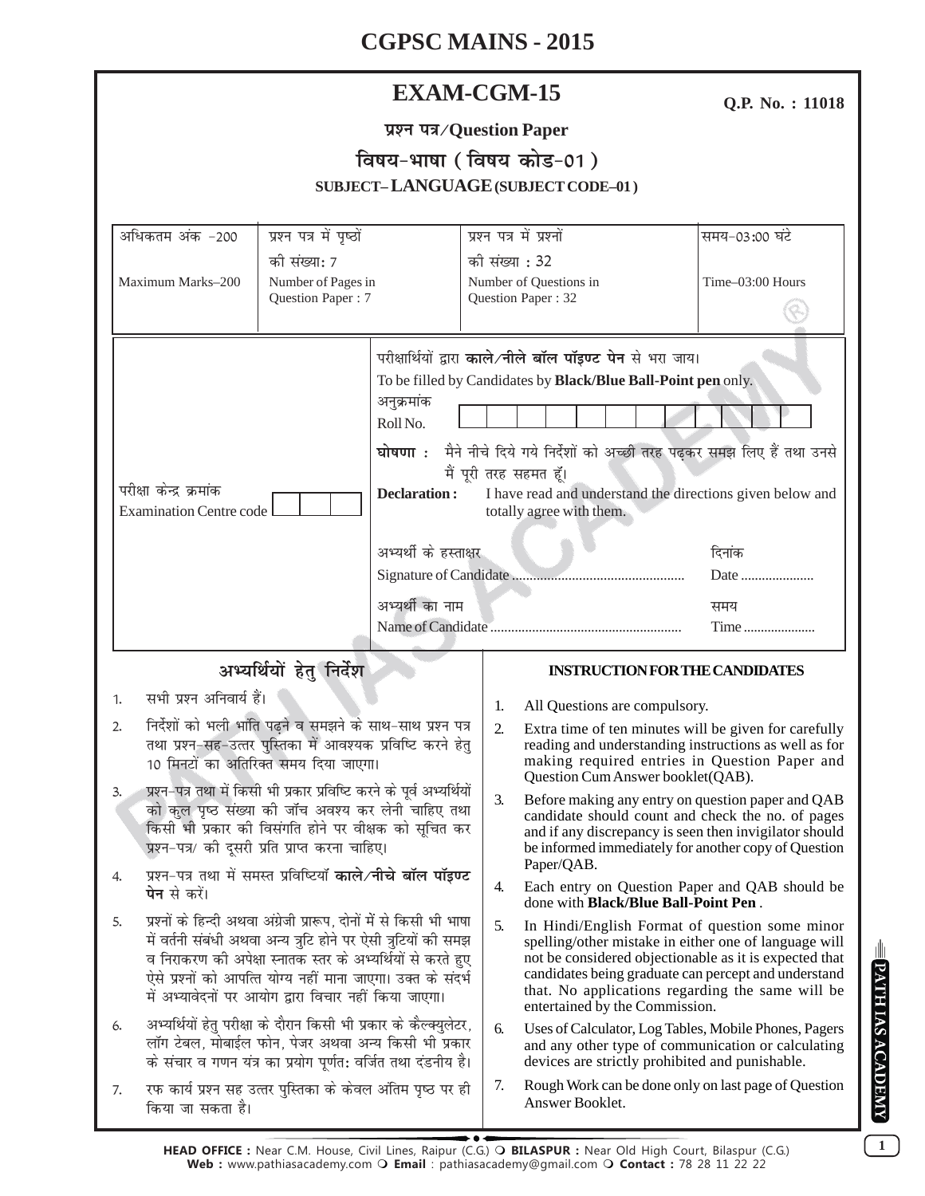# CGPSC MAINS - 2015

## EXAM-CGM-15

**Q.P. No. : 11018**

**प्रश्न पत्र/Question Paper**

**विषय-भाषा ( विषय कोड-01 )**

**SUBJECT– LANGUAGE (SUBJECT CODE–01)**

| अधिकतम अंक -200<br>Maximum Marks–200 | प्रश्न पत्र में पृष्ठों की संख्या: 7<br>Number of Pages in Question Paper : 7 | प्रश्न पत्र में प्रश्नों की संख्या : 32<br>Number of Questions in Question Paper : 32 | समय-03:00 घंटे<br>Time–03:00 Hours |
|---|---|---|---|

परीक्षार्थियों द्वारा **काले/नीले बॉल पॉइण्ट पेन** से भरा जाय।

To be filled by Candidates by **Black/Blue Ball-Point pen** only.

अनुक्रमांक
Roll No.

परीक्षा केन्द्र क्रमांक
Examination Centre code

**घोषणा :** मैने नीचे दिये गये निर्देशों को अच्छी तरह पढ़कर समझ लिए हैं तथा उनसे मैं पूरी तरह सहमत हूँ।

**Declaration :** I have read and understand the directions given below and totally agree with them.

अभ्यर्थी के हस्ताक्षर
Signature of Candidate ................................................ 

दिनांक
Date .....................

अभ्यर्थी का नाम
Name of Candidate ......................................................

समय
Time .....................

### अभ्यर्थियों हेतु निर्देश

1. सभी प्रश्न अनिवार्य हैं।
2. निर्देशों को भली भांति पढ़ने व समझने के साथ-साथ प्रश्न पत्र तथा प्रश्न-सह-उत्तर पुस्तिका में आवश्यक प्रविष्टि करने हेतु 10 मिनटों का अतिरिक्त समय दिया जाएगा।
3. प्रश्न-पत्र तथा में किसी भी प्रकार प्रविष्टि करने के पूर्व अभ्यर्थियों को कुल पृष्ठ संख्या की जॉच अवश्य कर लेनी चाहिए तथा किसी भी प्रकार की विसंगति होने पर वीक्षक को सूचित कर प्रश्न-पत्र/ की दूसरी प्रति प्राप्त करना चाहिए।
4. प्रश्न-पत्र तथा में समस्त प्रविष्टियाँ **काले/नीचे बॉल पॉइण्ट पेन** से करें।
5. प्रश्नों के हिन्दी अथवा अंग्रेजी प्रारूप, दोनों में से किसी भी भाषा में वर्तनी संबंधी अथवा अन्य त्रुटि होने पर ऐसी त्रुटियों की समझ व निराकरण की अपेक्षा स्नातक स्तर के अभ्यर्थियों से करते हुए ऐसे प्रश्नों को आपत्ति योग्य नहीं माना जाएगा। उक्त के संदर्भ में अभ्यावेदनों पर आयोग द्वारा विचार नहीं किया जाएगा।
6. अभ्यर्थियों हेतु परीक्षा के दौरान किसी भी प्रकार के कैल्क्युलेटर, लॉग टेबल, मोबाईल फोन, पेजर अथवा अन्य किसी भी प्रकार के संचार व गणन यंत्र का प्रयोग पूर्णतः वर्जित तथा दंडनीय है।
7. रफ कार्य प्रश्न सह उत्तर पुस्तिका के केवल अंतिम पृष्ठ पर ही किया जा सकता है।

### INSTRUCTION FOR THE CANDIDATES

1. All Questions are compulsory.
2. Extra time of ten minutes will be given for carefully reading and understanding instructions as well as for making required entries in Question Paper and Question Cum Answer booklet(QAB).
3. Before making any entry on question paper and QAB candidate should count and check the no. of pages and if any discrepancy is seen then invigilator should be informed immediately for another copy of Question Paper/QAB.
4. Each entry on Question Paper and QAB should be done with **Black/Blue Ball-Point Pen** .
5. In Hindi/English Format of question some minor spelling/other mistake in either one of language will not be considered objectionable as it is expected that candidates being graduate can percept and understand that. No applications regarding the same will be entertained by the Commission.
6. Uses of Calculator, Log Tables, Mobile Phones, Pagers and any other type of communication or calculating devices are strictly prohibited and punishable.
7. Rough Work can be done only on last page of Question Answer Booklet.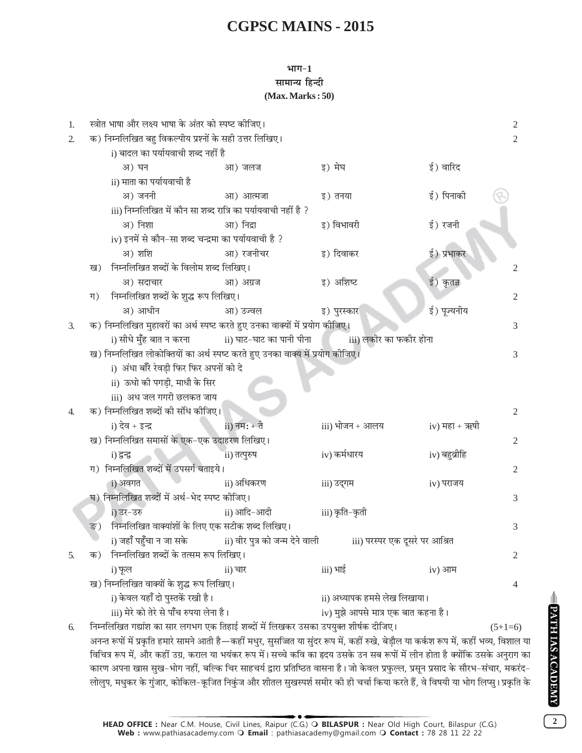# CGPSC MAINS - 2015

## भाग-1
### सामान्य हिन्दी
**(Max. Marks : 50)**

1. स्त्रोत भाषा और लक्ष्य भाषा के अंतर को स्पष्ट कीजिए। 2

2. क) निम्नलिखित बहु विकल्पीय प्रश्नों के सही उत्तर लिखिए। 2

   i) बादल का पर्यायवाची शब्द नहीं है

   अ) घन  आ) जलज  इ) मेघ  ई) वारिद

   ii) माता का पर्यायवाची है

   अ) जननी  आ) आत्मजा  इ) तनया  ई) पिनाकी

   iii) निम्नलिखित में कौन सा शब्द रात्रि का पर्यायवाची नहीं है ?

   अ) निशा  आ) निद्रा  इ) विभावरी  ई) रजनी

   iv) इनमें से कौन-सा शब्द चन्द्रमा का पर्यायवाची है ?

   अ) शशि  आ) रजनीचर  इ) दिवाकर  ई) प्रभाकर

   ख) निम्नलिखित शब्दों के विलोम शब्द लिखिए। 2

   अ) सदाचार  आ) अग्रज  इ) अशिष्ट  ई) कृतज्ञ

   ग) निम्नलिखित शब्दों के शुद्ध रूप लिखिए। 2

   अ) आधीन  आ) उज्वल  इ) पुरस्कार  ई) पूज्यनीय

3. क) निम्नलिखित मुहावरों का अर्थ स्पष्ट करते हुए उनका वाक्यों में प्रयोग कीजिए। 3

   i) सीधे मुँह बात न करना  ii) घाट-घाट का पानी पीना  iii) लकीर का फकीर होना

   ख) निम्नलिखित लोकोक्तियों का अर्थ स्पष्ट करते हुए उनका वाक्य में प्रयोग कीजिए। 3

   i) अंधा बाँरै रेवड़ी फिर फिर अपनों को दे

   ii) ऊधो की पगड़ी, माधौ के सिर

   iii) अध जल गगरी छलकत जाय

4. क) निम्नलिखित शब्दों की संधि कीजिए। 2

   i) देव + इन्द्र  ii) नमः + ते  iii) भोजन + आलय  iv) महा + ऋषी

   ख) निम्नलिखित समासों के एक-एक उदाहरण लिखिए। 2

   i) द्वन्द्व  ii) तत्पुरुष  iv) कर्मधारय  iv) बहुव्रीहि

   ग) निम्नलिखित शब्दों में उपसर्ग बताइये। 2

   i) अवगत  ii) अधिकरण  iii) उद्गम  iv) पराजय

   घ) निम्नलिखित शब्दों में अर्थ-भेद स्पष्ट कीजिए। 3

   i) उर-उरु  ii) आदि-आदी  iii) कृति-कृती

   ङ) निम्नलिखित वाक्यांशों के लिए एक सटीक शब्द लिखिए। 3

   i) जहाँ पहुँचा न जा सके  ii) वीर पुत्र को जन्म देने वाली  iii) परस्पर एक दूसरे पर आश्रित

5. क) निम्नलिखित शब्दों के तत्सम रूप लिखिए। 2

   i) फूल  ii) चार  iii) भाई  iv) आम

   ख) निम्नलिखित वाक्यों के शुद्ध रूप लिखिए। 4

   i) केवल यहाँ दो पुस्तकें रखी है।

   ii) अध्यापक हमसे लेख लिखाया।

   iii) मेरे को तेरे से पाँच रुपया लेना है।

   iv) मुझे आपसे मात्र एक बात कहना है।

6. निम्नलिखित गद्यांश का सार लगभग एक तिहाई शब्दों में लिखकर उसका उपयुक्त शीर्षक दीजिए। (5+1=6)

   अनन्त रूपों में प्रकृति हमारे सामने आती है—कहीं मधुर, सुसज्जित या सुंदर रूप में, कहीं रुखे, बेड़ौल या कर्कश रूप में, कहीं भव्य, विशाल या विचित्र रूप में, और कहीं उग्र, कराल या भयंकर रूप में। सच्चे कवि का हृदय उसके उन सब रूपों में लीन होता है क्योंकि उसके अनुराग का कारण अपना खास सुख-भोग नहीं, बल्कि चिर साहचर्य द्वारा प्रतिष्ठित वासना है। जो केवल प्रफुल्ल, प्रसून प्रसाद के सौरभ-संचार, मकरंद-लोलुप, मधुकर के गुंजार, कोकिल-कूजित निकुंज और शीतल सुखस्पर्श समीर की ही चर्चा किया करते हैं, वे विषयी या भोग लिप्सु। प्रकृति के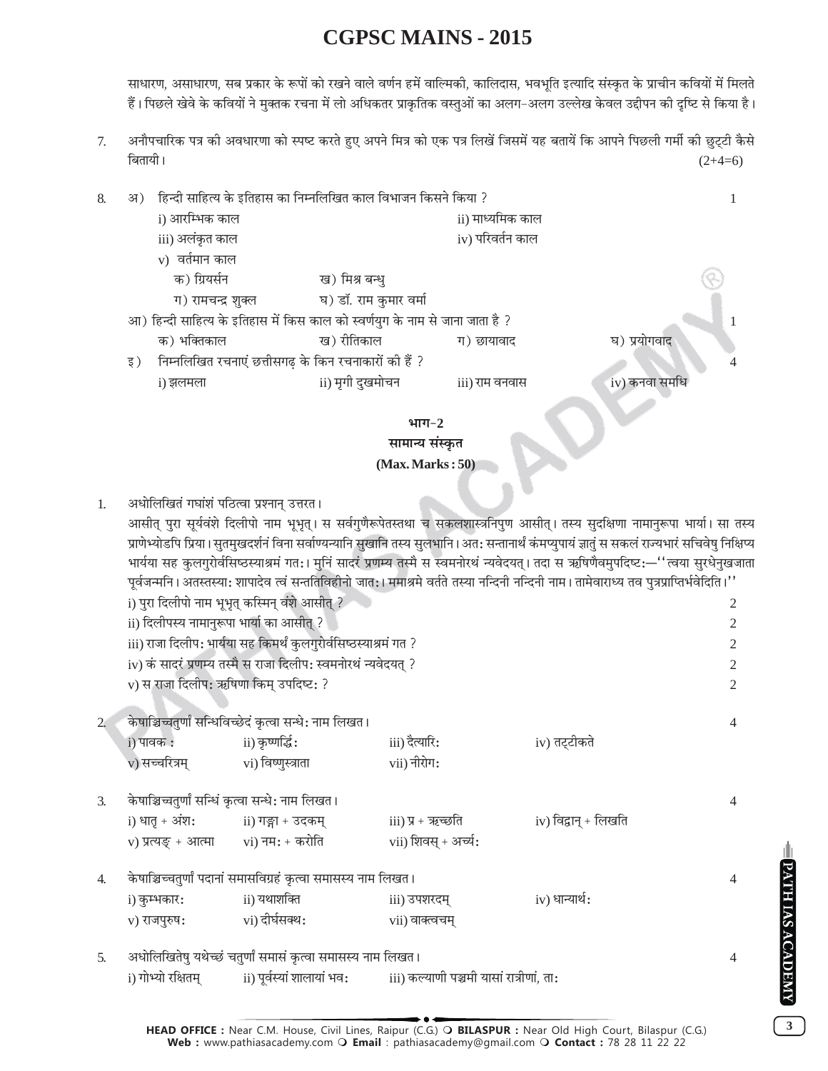साधारण, असाधारण, सब प्रकार के रूपों को रखने वाले वर्णन हमें वाल्मिकी, कालिदास, भवभूति इत्यादि संस्कृत के प्राचीन कवियों में मिलते हैं। पिछले खेवे के कवियों ने मुक्तक रचना में लो अधिकतर प्राकृतिक वस्तुओं का अलग-अलग उल्लेख केवल उद्दीपन की दृष्टि से किया है।

7. अनौपचारिक पत्र की अवधारणा को स्पष्ट करते हुए अपने मित्र को एक पत्र लिखें जिसमें यह बतायें कि आपने पिछली गर्मी की छुट्टी कैसे बितायी। (2+4=6)

8. अ) हिन्दी साहित्य के इतिहास का निम्नलिखित काल विभाजन किसने किया ? 1

   i) आरम्भिक काल ii) माध्यमिक काल
   iii) अलंकृत काल iv) परिवर्तन काल
   v) वर्तमान काल

   क) ग्रियर्सन ख) मिश्र बन्धु
   ग) रामचन्द्र शुक्ल घ) डॉ. राम कुमार वर्मा

   आ) हिन्दी साहित्य के इतिहास में किस काल को स्वर्णयुग के नाम से जाना जाता है ? 1

   क) भक्तिकाल ख) रीतिकाल ग) छायावाद घ) प्रयोगवाद

   इ) निम्नलिखित रचनाएं छत्तीसगढ़ के किन रचनाकारों की हैं ? 4

   i) झलमला ii) मृगी दुखमोचन iii) राम वनवास iv) कनवा समधि

## भाग-2
## सामान्य संस्कृत
**(Max. Marks : 50)**

1. अधोलिखितं गद्यांशं पठित्वा प्रश्नान् उत्तरत।

आसीत् पुरा सूर्यवंशे दिलीपो नाम भूभृत्। स सर्वगुणैरूपेतस्तथा च सकलशास्त्रनिपुण आसीत्। तस्य सुदक्षिणा नामानुरूपा भार्या। सा तस्य प्राणेभ्योऽपि प्रिया। सुतमुखदर्शनं विना सर्वाण्यन्यानि सुखानि तस्य सुलभानि। अतः सन्तानार्थं कंमप्युपायं ज्ञातुं स सकलं राज्यभारं सचिवेषु निक्षिप्य भार्यया सह कुलगुरोर्वसिष्ठस्याश्रमं गतः। मुनिं सादरं प्रणम्य तस्मै स स्वमनोरथं न्यवेदयत्। तदा स ऋषिणैवमुपदिष्टः—''त्वया सुरधेनुखजाता पूर्वजन्मनि। अतस्तस्याः शापादेव त्वं सन्ततिविहीनो जातः। ममाश्रमे वर्तते तस्या नन्दिनी नन्दिनी नाम। तामेवाराध्य तव पुत्रप्राप्तिर्भवेदिति।''

   i) पुरा दिलीपो नाम भूभृत् कस्मिन् वंशे आसीत् ? 2
   ii) दिलीपस्य नामानुरूपा भार्या का आसीत् ? 2
   iii) राजा दिलीपः भार्यया सह किमर्थं कुलगुरोर्वसिष्ठस्याश्रमं गत ? 2
   iv) कं सादरं प्रणम्य तस्मै स राजा दिलीपः स्वमनोरथं न्यवेदयत् ? 2
   v) स राजा दिलीपः ऋषिणा किम् उपदिष्टः ? 2

2. केषाञ्चिच्चतुर्णां सन्धिविच्छेदं कृत्वा सन्धेः नाम लिखत। 4

   i) पावकः ii) कृष्णर्द्धिः iii) दैत्यारिः iv) तट्टीकते
   v) सच्चरित्रम् vi) विष्णुस्त्राता vii) नीरोगः

3. केषाञ्चिच्चतुर्णां सन्धिं कृत्वा सन्धेः नाम लिखत। 4

   i) धातृ + अंशः ii) गङ्गा + उदकम् iii) प्र + ऋच्छति iv) विद्वान् + लिखति
   v) प्रत्यङ् + आत्मा vi) नमः + करोति vii) शिवस् + अर्च्यः

4. केषाञ्चिच्चतुर्णां पदानां समासविग्रहं कृत्वा समासस्य नाम लिखत। 4

   i) कुम्भकारः ii) यथाशक्ति iii) उपशरदम् iv) धान्यार्थः
   v) राजपुरुषः vi) दीर्घसक्थः vii) वाक्त्वचम्

5. अधोलिखितेषु यथेच्छं चतुर्णां समासं कृत्वा समासस्य नाम लिखत। 4

   i) गोभ्यो रक्षितम् ii) पूर्वस्यां शालायां भवः iii) कल्याणी पञ्चमी यासां रात्रीणां, ताः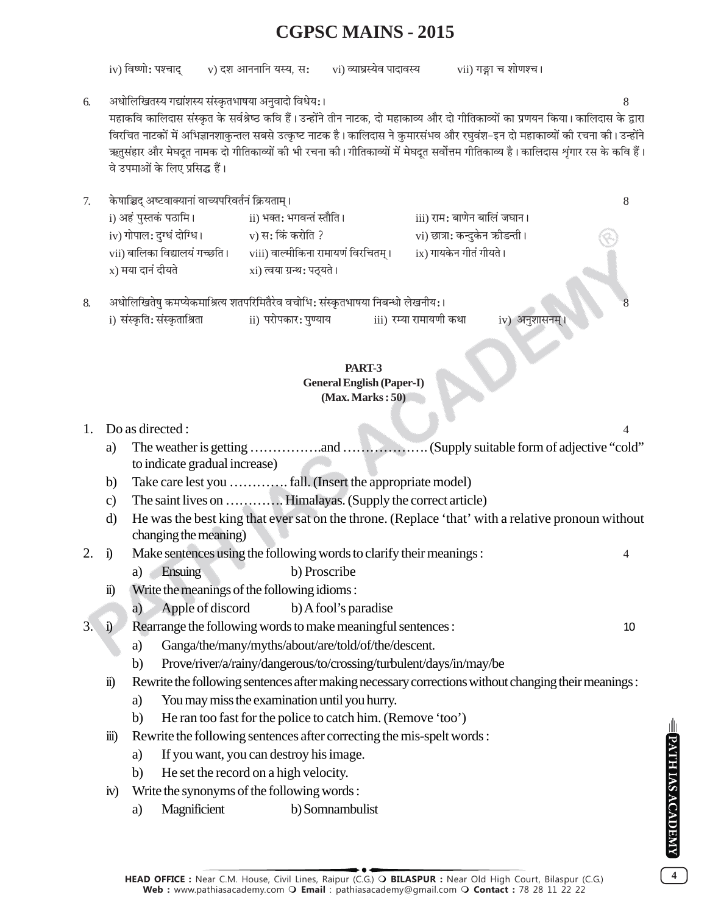iv) विष्णोः पश्चाद्    v) दश आननानि यस्य, सः    vi) व्याघ्रस्येव पादावस्य    vii) गङ्गा च शोणश्च।

6. अधोलिखितस्य गद्यांशस्य संस्कृतभाषया अनुवादो विधेयः। 8

महाकवि कालिदास संस्कृत के सर्वश्रेष्ठ कवि हैं। उन्होंने तीन नाटक, दो महाकाव्य और दो गीतिकाव्यों का प्रणयन किया। कालिदास के द्वारा विरचित नाटकों में अभिज्ञानशाकुन्तल सबसे उत्कृष्ट नाटक है। कालिदास ने कुमारसंभव और रघुवंश-इन दो महाकाव्यों की रचना की। उन्होंने ऋतुसंहार और मेघदूत नामक दो गीतिकाव्यों की भी रचना की। गीतिकाव्यों में मेघदूत सर्वोत्तम गीतिकाव्य है। कालिदास श्रृंगार रस के कवि हैं। वे उपमाओं के लिए प्रसिद्ध हैं।

7. केषाञ्चिद् अष्टवाक्यानां वाच्यपरिवर्तनं क्रियताम्। 8

i) अहं पुस्तकं पठामि।    ii) भक्तः भगवन्तं स्तौति।    iii) रामः बाणेन बालिं जघान।
iv) गोपालः दुग्धं दोग्धि।    v) सः किं करोति ?    vi) छात्राः कन्दुकेन क्रीडन्ती।
vii) बालिका विद्यालयं गच्छति।    viii) वाल्मीकिना रामायणं विरचितम्।    ix) गायकेन गीतं गीयते।
x) मया दानं दीयते    xi) त्वया ग्रन्थः पठ्यते।

8. अधोलिखितेषु कमप्येकमाश्रित्य शतपरिमितैरेव वचोभिः संस्कृतभाषया निबन्धो लेखनीयः। 8

i) संस्कृतिः संस्कृताश्रिता    ii) परोपकारः पुण्याय    iii) रम्या रामायणी कथा    iv) अनुशासनम्।

## PART-3
### General English (Paper-I)
### (Max. Marks : 50)

1. Do as directed : 4
   a) The weather is getting …………….and ………………. (Supply suitable form of adjective “cold” to indicate gradual increase)
   b) Take care lest you …………. fall. (Insert the appropriate model)
   c) The saint lives on …………. Himalayas. (Supply the correct article)
   d) He was the best king that ever sat on the throne. (Replace ‘that’ with a relative pronoun without changing the meaning)

2. i) Make sentences using the following words to clarify their meanings : 4
   a) Ensuing    b) Proscribe
   ii) Write the meanings of the following idioms :
   a) Apple of discord    b) A fool’s paradise

3. i) Rearrange the following words to make meaningful sentences : 10
   a) Ganga/the/many/myths/about/are/told/of/the/descent.
   b) Prove/river/a/rainy/dangerous/to/crossing/turbulent/days/in/may/be
   ii) Rewrite the following sentences after making necessary corrections without changing their meanings :
   a) You may miss the examination until you hurry.
   b) He ran too fast for the police to catch him. (Remove ‘too’)
   iii) Rewrite the following sentences after correcting the mis-spelt words :
   a) If you want, you can destroy his image.
   b) He set the record on a high velocity.
   iv) Write the synonyms of the following words :
   a) Magnificient    b) Somnambulist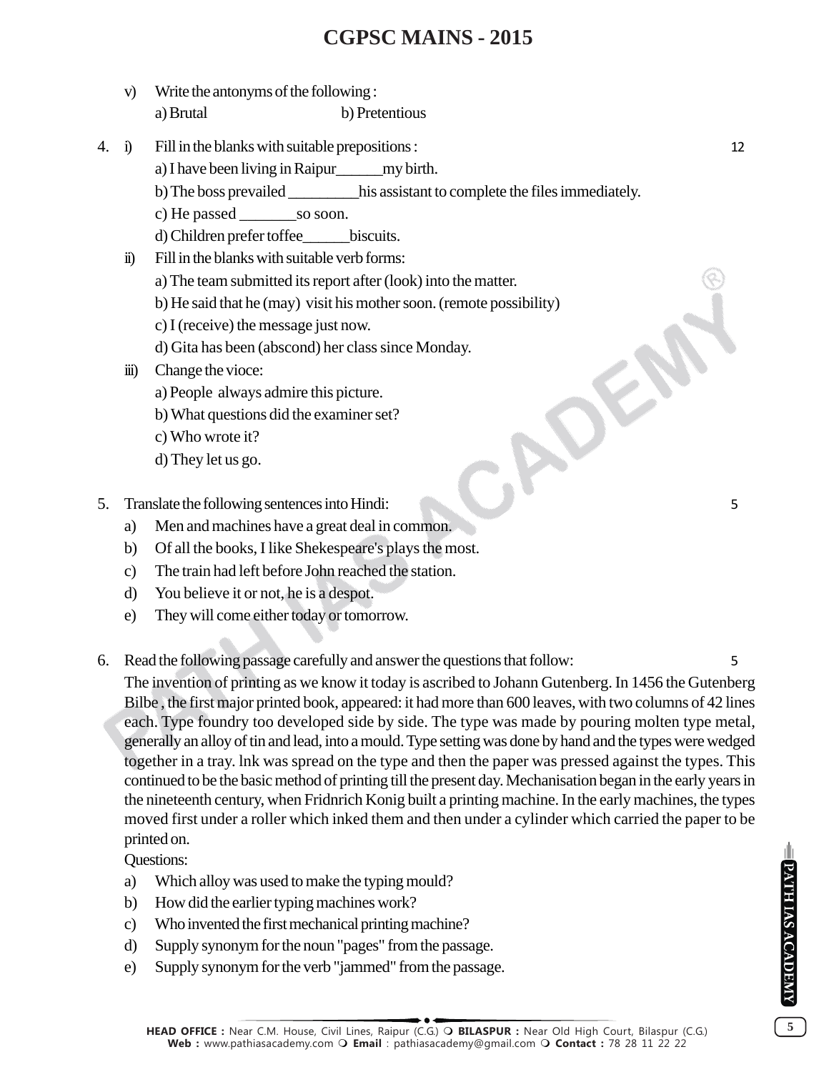v) Write the antonyms of the following :
   a) Brutal b) Pretentious

4. i) Fill in the blanks with suitable prepositions : 12
   a) I have been living in Raipur______my birth.
   b) The boss prevailed _________his assistant to complete the files immediately.
   c) He passed _______so soon.
   d) Children prefer toffee______biscuits.

   ii) Fill in the blanks with suitable verb forms:
   a) The team submitted its report after (look) into the matter.
   b) He said that he (may) visit his mother soon. (remote possibility)
   c) I (receive) the message just now.
   d) Gita has been (abscond) her class since Monday.

   iii) Change the vioce:
   a) People always admire this picture.
   b) What questions did the examiner set?
   c) Who wrote it?
   d) They let us go.

5. Translate the following sentences into Hindi: 5
   a) Men and machines have a great deal in common.
   b) Of all the books, I like Shekespeare's plays the most.
   c) The train had left before John reached the station.
   d) You believe it or not, he is a despot.
   e) They will come either today or tomorrow.

6. Read the following passage carefully and answer the questions that follow: 5

   The invention of printing as we know it today is ascribed to Johann Gutenberg. In 1456 the Gutenberg Bilbe , the first major printed book, appeared: it had more than 600 leaves, with two columns of 42 lines each. Type foundry too developed side by side. The type was made by pouring molten type metal, generally an alloy of tin and lead, into a mould. Type setting was done by hand and the types were wedged together in a tray. lnk was spread on the type and then the paper was pressed against the types. This continued to be the basic method of printing till the present day. Mechanisation began in the early years in the nineteenth century, when Fridnrich Konig built a printing machine. In the early machines, the types moved first under a roller which inked them and then under a cylinder which carried the paper to be printed on.

   Questions:
   a) Which alloy was used to make the typing mould?
   b) How did the earlier typing machines work?
   c) Who invented the first mechanical printing machine?
   d) Supply synonym for the noun "pages" from the passage.
   e) Supply synonym for the verb "jammed" from the passage.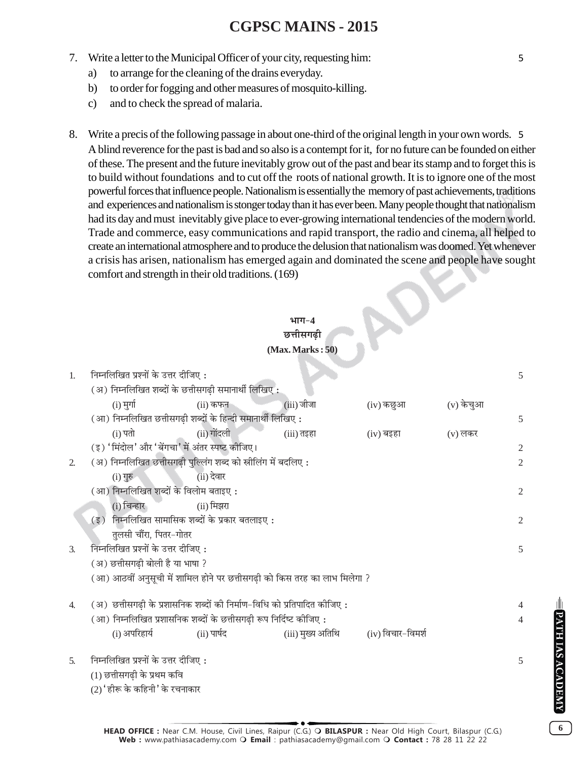7. Write a letter to the Municipal Officer of your city, requesting him: 5
   a) to arrange for the cleaning of the drains everyday.
   b) to order for fogging and other measures of mosquito-killing.
   c) and to check the spread of malaria.

8. Write a precis of the following passage in about one-third of the original length in your own words. 5

   A blind reverence for the past is bad and so also is a contempt for it, for no future can be founded on either of these. The present and the future inevitably grow out of the past and bear its stamp and to forget this is to build without foundations and to cut off the roots of national growth. It is to ignore one of the most powerful forces that influence people. Nationalism is essentially the memory of past achievements, traditions and experiences and nationalism is stonger today than it has ever been. Many people thought that nationalism had its day and must inevitably give place to ever-growing international tendencies of the modern world. Trade and commerce, easy communications and rapid transport, the radio and cinema, all helped to create an international atmosphere and to produce the delusion that nationalism was doomed. Yet whenever a crisis has arisen, nationalism has emerged again and dominated the scene and people have sought comfort and strength in their old traditions. (169)

## भाग-4
## छत्तीसगढ़ी
**(Max. Marks : 50)**

1. निम्नलिखित प्रश्नों के उत्तर दीजिए : 5

   (अ) निम्नलिखित शब्दों के छत्तीसगढ़ी समानार्थी लिखिए :

   (i) मुर्गा (ii) कफन (iii) जीजा (iv) कछुआ (v) केचुआ

   (आ) निम्नलिखित छत्तीसगढ़ी शब्दों के हिन्दी समानार्थी लिखिए : 5

   (i) पतो (ii) गोंदली (iii) तइहा (iv) बइहा (v) लकर

   (इ) 'मिंदोल' और 'बेंगचा' में अंतर स्पष्ट कीजिए। 2

2. (अ) निम्नलिखित छत्तीसगढ़ी पुल्लिंग शब्द को स्त्रीलिंग में बदलिए : 2

   (i) गुरु (ii) देवार

   (आ) निम्नलिखित शब्दों के विलोम बताइए : 2

   (i) चिन्हार (ii) मिझरा

   (इ) निम्नलिखित सामासिक शब्दों के प्रकार बतलाइए : 2

   तुलसी चौंरा, पितर-गोतर

3. निम्नलिखित प्रश्नों के उत्तर दीजिए : 5

   (अ) छत्तीसगढ़ी बोली है या भाषा ?

   (आ) आठवीं अनुसूची में शामिल होने पर छत्तीसगढ़ी को किस तरह का लाभ मिलेगा ?

4. (अ) छत्तीसगढ़ी के प्रशासनिक शब्दों की निर्माण-विधि को प्रतिपादित कीजिए : 4

   (आ) निम्नलिखित प्रशासनिक शब्दों के छत्तीसगढ़ी रूप निर्दिष्ट कीजिए : 4

   (i) अपरिहार्य (ii) पार्षद (iii) मुख्य अतिथि (iv) विचार-विमर्श

5. निम्नलिखित प्रश्नों के उत्तर दीजिए : 5

   (1) छत्तीसगढ़ी के प्रथम कवि

   (2) 'हीरू के कहिनी' के रचनाकार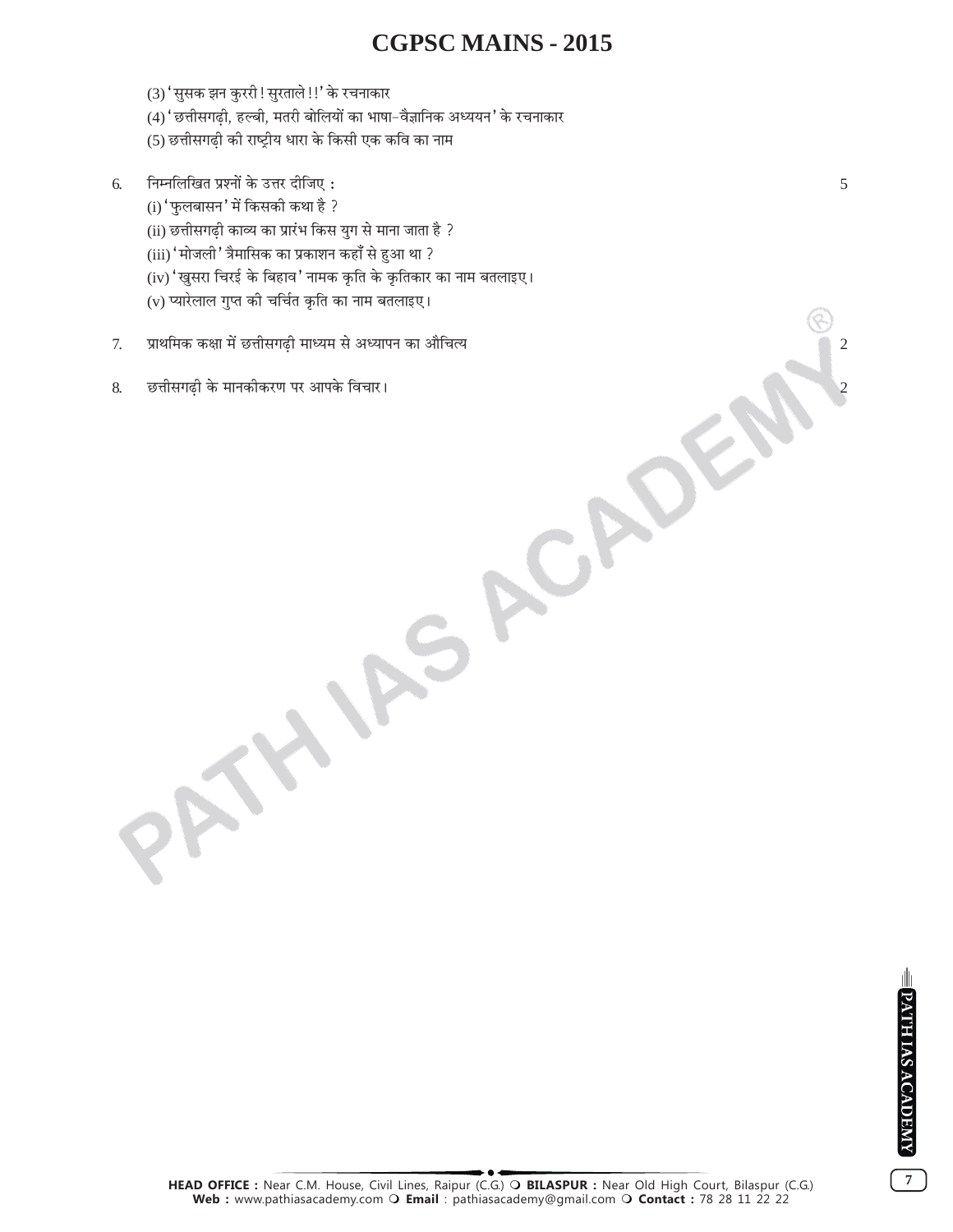(3) 'सुसक झन कुररी ! सुरताले !!' के रचनाकार

(4) 'छत्तीसगढ़ी, हल्बी, मतरी बोलियों का भाषा-वैज्ञानिक अध्ययन' के रचनाकार

(5) छत्तीसगढ़ी की राष्ट्रीय धारा के किसी एक कवि का नाम

6. निम्नलिखित प्रश्नों के उत्तर दीजिए : 5

(i) 'फुलबासन' में किसकी कथा है ?

(ii) छत्तीसगढ़ी काव्य का प्रारंभ किस युग से माना जाता है ?

(iii) 'मोजली' त्रैमासिक का प्रकाशन कहाँ से हुआ था ?

(iv) 'खुसरा चिरई के बिहाव' नामक कृति के कृतिकार का नाम बतलाइए।

(v) प्यारेलाल गुप्त की चर्चित कृति का नाम बतलाइए।

7. प्राथमिक कक्षा में छत्तीसगढ़ी माध्यम से अध्यापन का औचित्य 2

8. छत्तीसगढ़ी के मानकीकरण पर आपके विचार। 2